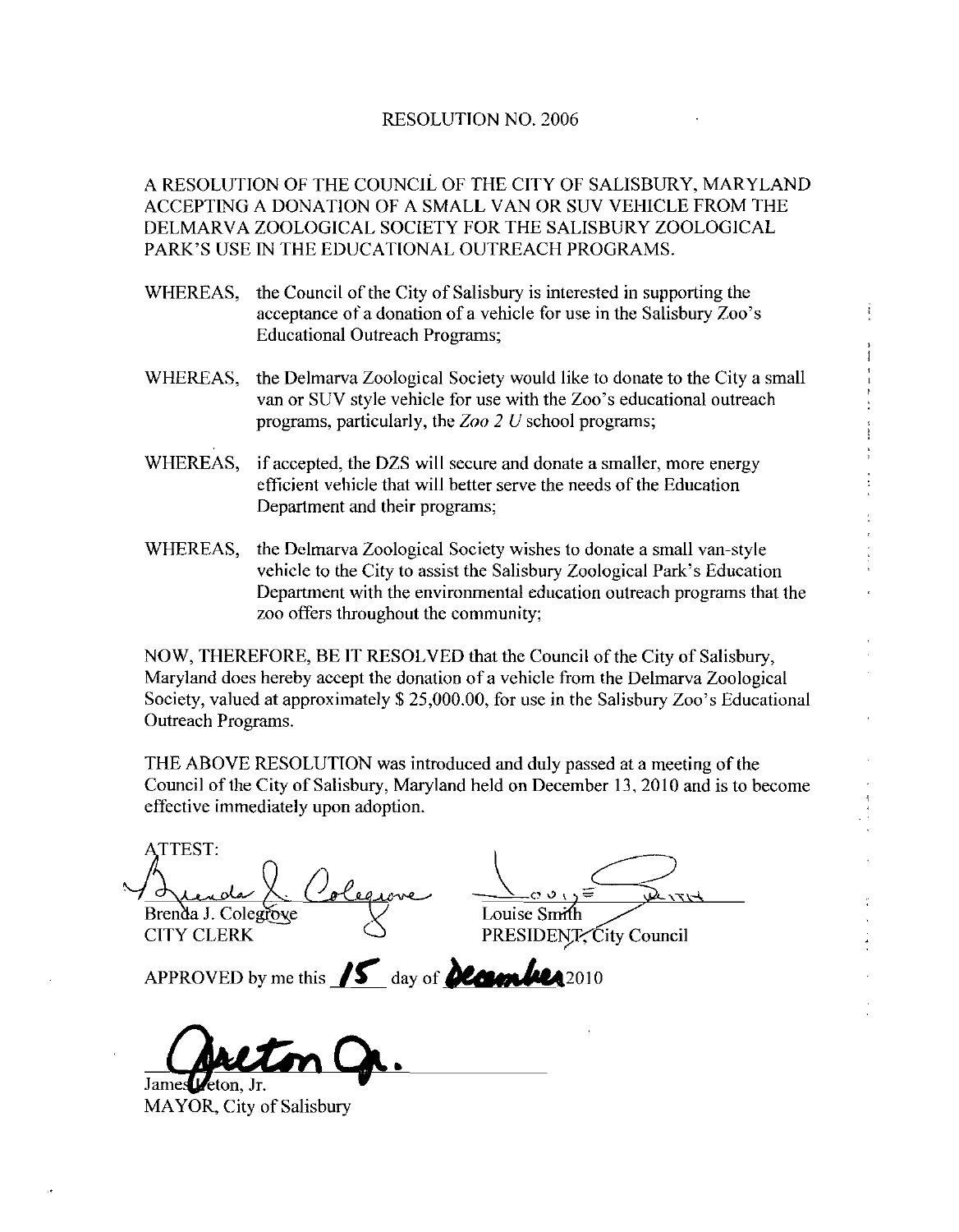# RESOLUTION NO. 2006

A RESOLUTION OF THE COUNCIL OF THE CITY OF SALISBURY, MARYLAND ACCEPTING A DONATION OF A SMALL VAN OR SUV VEHICLE FROM THE DELMARVA ZOOLOGICAL SOCIETY FOR THE SALISBURY ZOOLOGICAL PARK'S USE IN THE EDUCATIONAL OUTREACH PROGRAMS.

WHEREAS, the Council of the City of Salisbury is interested in supporting the acceptance of a donation of a vehicle for use in the Salisbury Zoo's Educational Outreach Programs;

WHEREAS, the Delmarva Zoological Society would like to donate to the City a small van or SUV style vehicle for use with the Zoo's educational outreach programs, particularly, the *Zoo 2 U* school programs;

WHEREAS, if accepted, the DZS will secure and donate a smaller, more energy efficient vehicle that will better serve the needs of the Education Department and their programs;

WHEREAS, the Delmarva Zoological Society wishes to donate a small van-style vehicle to the City to assist the Salisbury Zoological Park's Education Department with the environmental education outreach programs that the zoo offers throughout the community;

NOW, THEREFORE, BE IT RESOLVED that the Council of the City of Salisbury, Maryland does hereby accept the donation of a vehicle from the Delmarva Zoological Society, valued at approximately $ 25,000.00, for use in the Salisbury Zoo's Educational Outreach Programs.

THE ABOVE RESOLUTION was introduced and duly passed at a meeting of the Council of the City of Salisbury, Maryland held on December 13, 2010 and is to become effective immediately upon adoption.

ATTEST:

Brenda J. Colegrove
CITY CLERK

Louise Smith
PRESIDENT, City Council

APPROVED by me this 15 day of December 2010

James Ireton, Jr.
MAYOR, City of Salisbury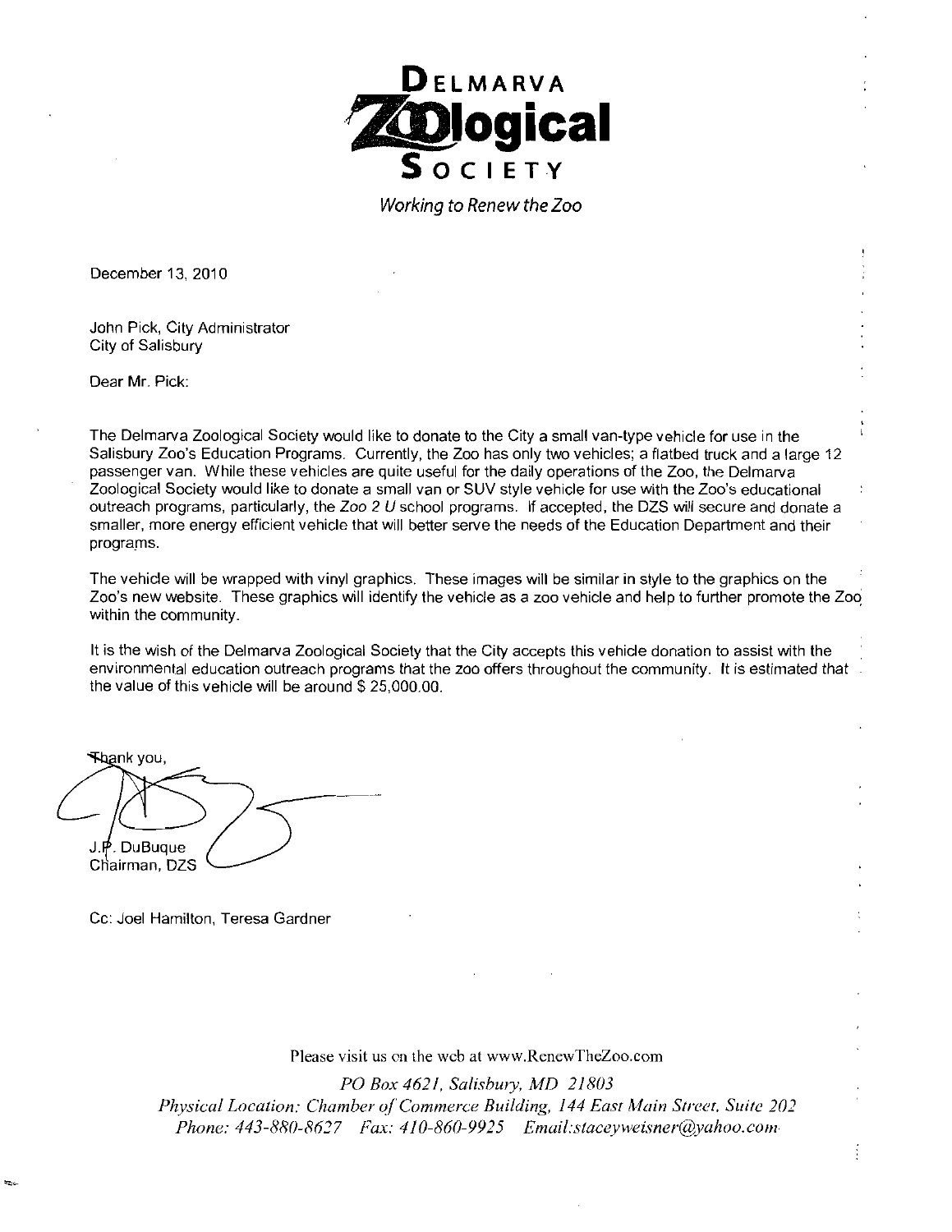# DELMARVA Zoological SOCIETY

*Working to Renew the Zoo*

December 13, 2010

John Pick, City Administrator
City of Salisbury

Dear Mr. Pick:

The Delmarva Zoological Society would like to donate to the City a small van-type vehicle for use in the Salisbury Zoo's Education Programs. Currently, the Zoo has only two vehicles; a flatbed truck and a large 12 passenger van. While these vehicles are quite useful for the daily operations of the Zoo, the Delmarva Zoological Society would like to donate a small van or SUV style vehicle for use with the Zoo's educational outreach programs, particularly, the *Zoo 2 U* school programs. If accepted, the DZS will secure and donate a smaller, more energy efficient vehicle that will better serve the needs of the Education Department and their programs.

The vehicle will be wrapped with vinyl graphics. These images will be similar in style to the graphics on the Zoo's new website. These graphics will identify the vehicle as a zoo vehicle and help to further promote the Zoo within the community.

It is the wish of the Delmarva Zoological Society that the City accepts this vehicle donation to assist with the environmental education outreach programs that the zoo offers throughout the community. It is estimated that the value of this vehicle will be around $ 25,000.00.

Thank you,

J.P. DuBuque
Chairman, DZS

Cc: Joel Hamilton, Teresa Gardner

Please visit us on the web at www.RenewTheZoo.com

*PO Box 4621, Salisbury, MD 21803*
*Physical Location: Chamber of Commerce Building, 144 East Main Street, Suite 202*
*Phone: 443-880-8627 Fax: 410-860-9925 Email:staceyweisner@yahoo.com*